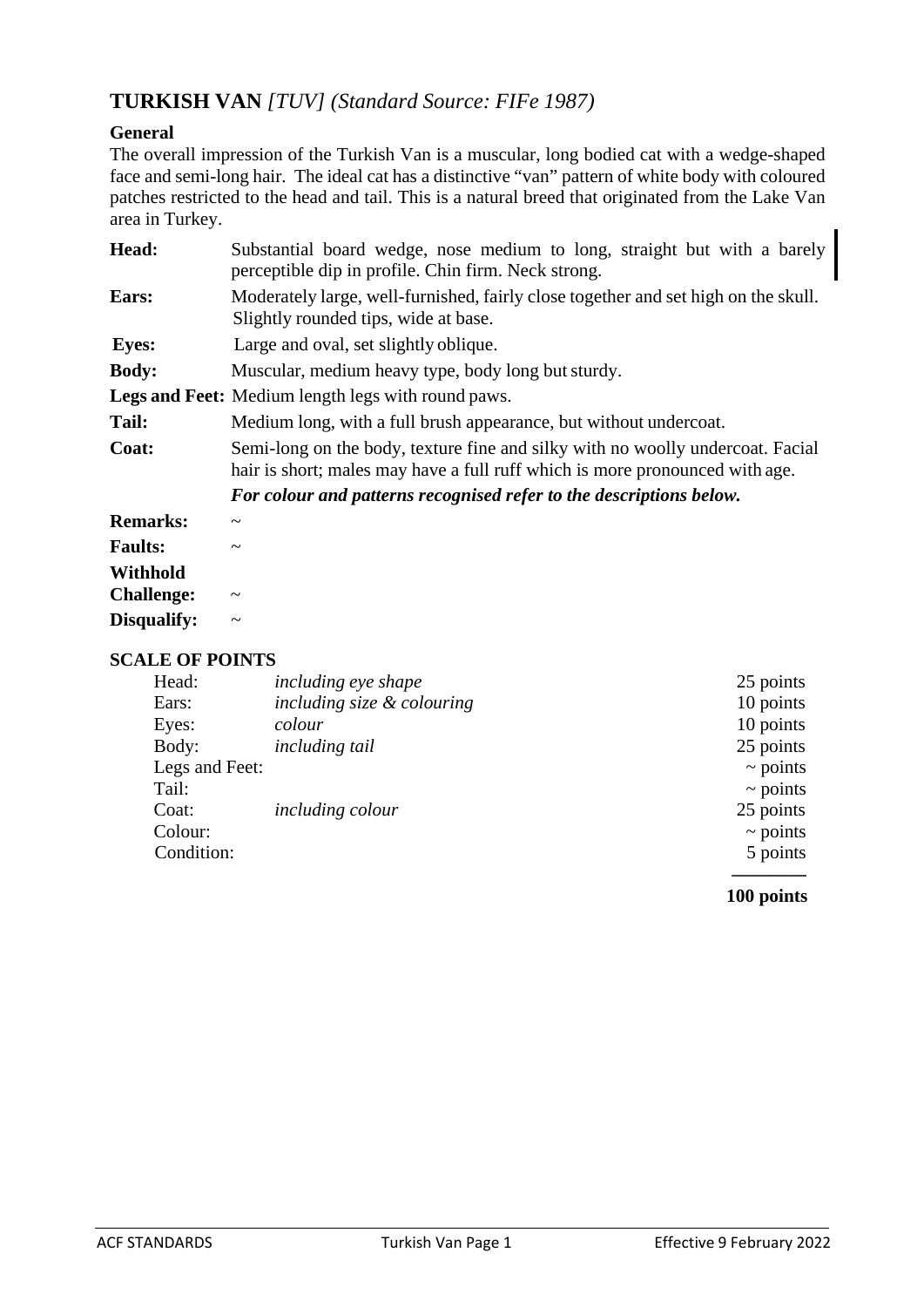# TURKISH VAN *[TUV] (Standard Source: FIFe 1987)*

### General

The overall impression of the Turkish Van is a muscular, long bodied cat with a wedge-shaped face and semi-long hair. The ideal cat has a distinctive "van" pattern of white body with coloured patches restricted to the head and tail. This is a natural breed that originated from the Lake Van area in Turkey.

| | |
|---|---|
| **Head:** | Substantial board wedge, nose medium to long, straight but with a barely perceptible dip in profile. Chin firm. Neck strong. |
| **Ears:** | Moderately large, well-furnished, fairly close together and set high on the skull. Slightly rounded tips, wide at base. |
| **Eyes:** | Large and oval, set slightly oblique. |
| **Body:** | Muscular, medium heavy type, body long but sturdy. |
| **Legs and Feet:** | Medium length legs with round paws. |
| **Tail:** | Medium long, with a full brush appearance, but without undercoat. |
| **Coat:** | Semi-long on the body, texture fine and silky with no woolly undercoat. Facial hair is short; males may have a full ruff which is more pronounced with age. |
| | ***For colour and patterns recognised refer to the descriptions below.*** |
| **Remarks:** | ~ |
| **Faults:** | ~ |
| **Withhold Challenge:** | ~ |
| **Disqualify:** | ~ |

### SCALE OF POINTS

| | | |
|---|---|---|
| Head: | *including eye shape* | 25 points |
| Ears: | *including size & colouring* | 10 points |
| Eyes: | *colour* | 10 points |
| Body: | *including tail* | 25 points |
| Legs and Feet: | | ~ points |
| Tail: | | ~ points |
| Coat: | *including colour* | 25 points |
| Colour: | | ~ points |
| Condition: | | 5 points |
| | | **100 points** |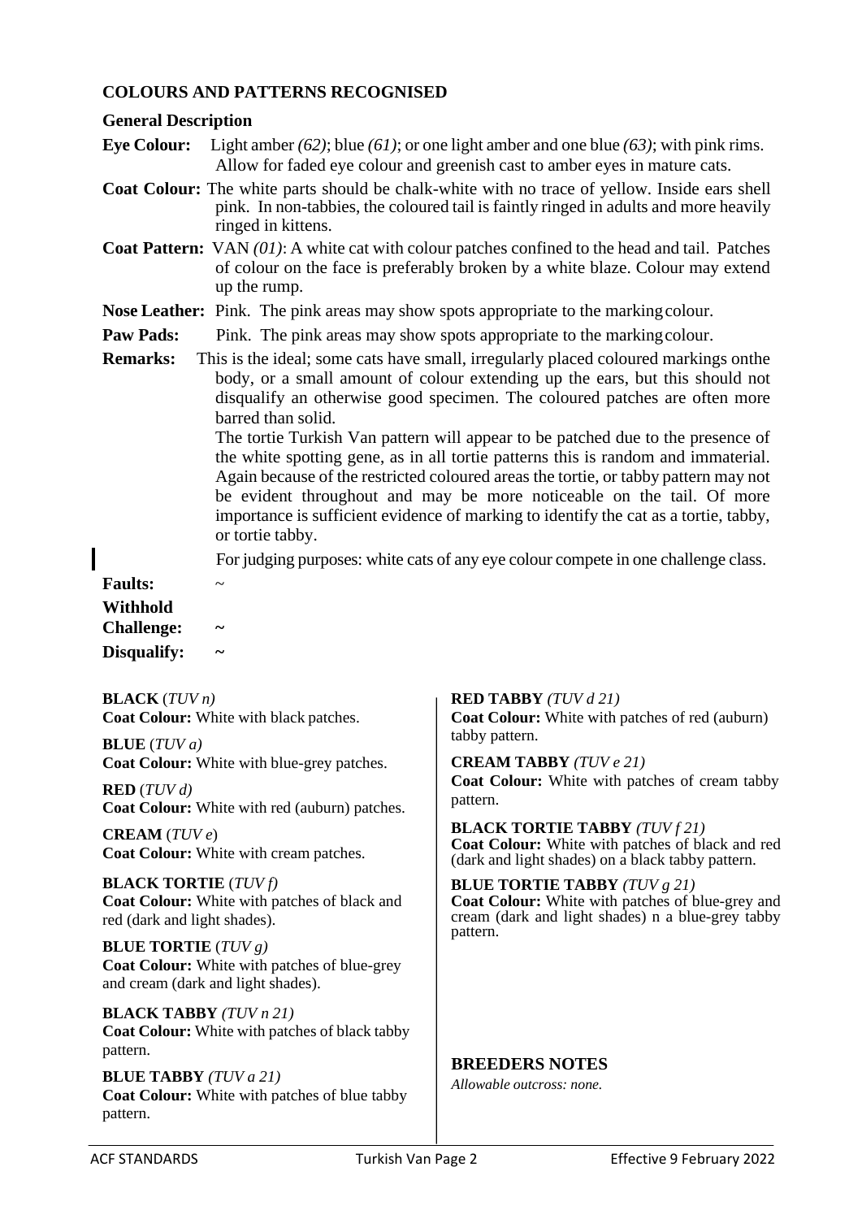## COLOURS AND PATTERNS RECOGNISED

### General Description

**Eye Colour:** Light amber *(62)*; blue *(61)*; or one light amber and one blue *(63)*; with pink rims. Allow for faded eye colour and greenish cast to amber eyes in mature cats.

**Coat Colour:** The white parts should be chalk-white with no trace of yellow. Inside ears shell pink. In non-tabbies, the coloured tail is faintly ringed in adults and more heavily ringed in kittens.

**Coat Pattern:** VAN *(01)*: A white cat with colour patches confined to the head and tail. Patches of colour on the face is preferably broken by a white blaze. Colour may extend up the rump.

**Nose Leather:** Pink. The pink areas may show spots appropriate to the marking colour.

**Paw Pads:** Pink. The pink areas may show spots appropriate to the marking colour.

**Remarks:** This is the ideal; some cats have small, irregularly placed coloured markings onthe body, or a small amount of colour extending up the ears, but this should not disqualify an otherwise good specimen. The coloured patches are often more barred than solid.

The tortie Turkish Van pattern will appear to be patched due to the presence of the white spotting gene, as in all tortie patterns this is random and immaterial. Again because of the restricted coloured areas the tortie, or tabby pattern may not be evident throughout and may be more noticeable on the tail. Of more importance is sufficient evidence of marking to identify the cat as a tortie, tabby, or tortie tabby.

For judging purposes: white cats of any eye colour compete in one challenge class.

**Faults:** ~

**Withhold Challenge:** ~

**Disqualify:** ~

**BLACK** (*TUV n)*
**Coat Colour:** White with black patches.

**BLUE** (*TUV a)*
**Coat Colour:** White with blue-grey patches.

**RED** (*TUV d)*
**Coat Colour:** White with red (auburn) patches.

**CREAM** (*TUV e*)
**Coat Colour:** White with cream patches.

**BLACK TORTIE** (*TUV f)*
**Coat Colour:** White with patches of black and red (dark and light shades).

**BLUE TORTIE** (*TUV g)*
**Coat Colour:** White with patches of blue-grey and cream (dark and light shades).

**BLACK TABBY** *(TUV n 21)*
**Coat Colour:** White with patches of black tabby pattern.

**BLUE TABBY** *(TUV a 21)*
**Coat Colour:** White with patches of blue tabby pattern.

**RED TABBY** *(TUV d 21)*
**Coat Colour:** White with patches of red (auburn) tabby pattern.

**CREAM TABBY** *(TUV e 21)*
**Coat Colour:** White with patches of cream tabby pattern.

**BLACK TORTIE TABBY** *(TUV f 21)*
**Coat Colour:** White with patches of black and red (dark and light shades) on a black tabby pattern.

**BLUE TORTIE TABBY** *(TUV g 21)*
**Coat Colour:** White with patches of blue-grey and cream (dark and light shades) n a blue-grey tabby pattern.

## BREEDERS NOTES

*Allowable outcross: none.*